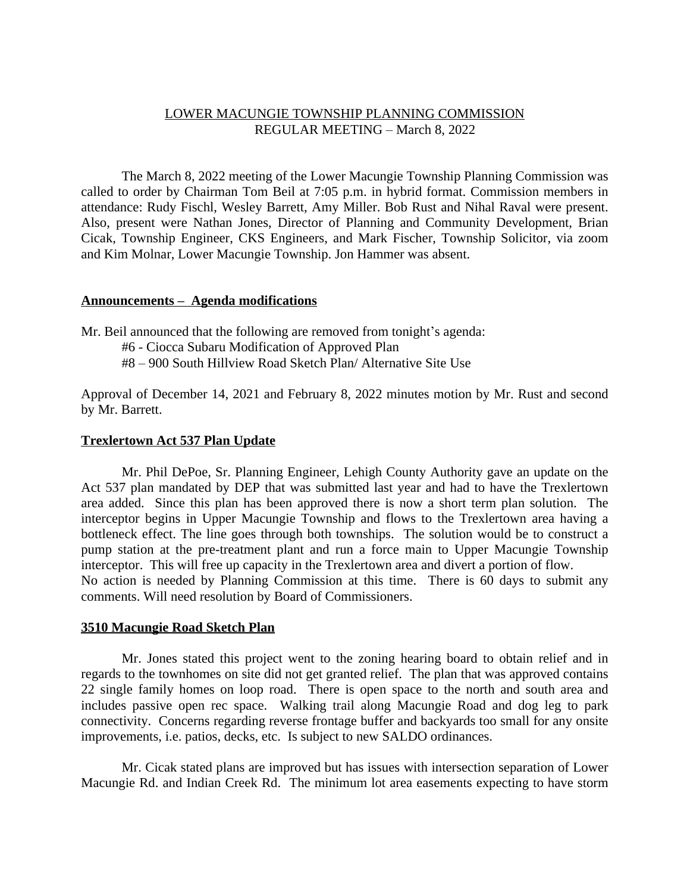# LOWER MACUNGIE TOWNSHIP PLANNING COMMISSION
## REGULAR MEETING – March 8, 2022

The March 8, 2022 meeting of the Lower Macungie Township Planning Commission was called to order by Chairman Tom Beil at 7:05 p.m. in hybrid format. Commission members in attendance: Rudy Fischl, Wesley Barrett, Amy Miller. Bob Rust and Nihal Raval were present. Also, present were Nathan Jones, Director of Planning and Community Development, Brian Cicak, Township Engineer, CKS Engineers, and Mark Fischer, Township Solicitor, via zoom and Kim Molnar, Lower Macungie Township. Jon Hammer was absent.

### **Announcements – Agenda modifications**

Mr. Beil announced that the following are removed from tonight's agenda:

#6 - Ciocca Subaru Modification of Approved Plan

#8 – 900 South Hillview Road Sketch Plan/ Alternative Site Use

Approval of December 14, 2021 and February 8, 2022 minutes motion by Mr. Rust and second by Mr. Barrett.

### **Trexlertown Act 537 Plan Update**

Mr. Phil DePoe, Sr. Planning Engineer, Lehigh County Authority gave an update on the Act 537 plan mandated by DEP that was submitted last year and had to have the Trexlertown area added. Since this plan has been approved there is now a short term plan solution. The interceptor begins in Upper Macungie Township and flows to the Trexlertown area having a bottleneck effect. The line goes through both townships. The solution would be to construct a pump station at the pre-treatment plant and run a force main to Upper Macungie Township interceptor. This will free up capacity in the Trexlertown area and divert a portion of flow.
No action is needed by Planning Commission at this time. There is 60 days to submit any comments. Will need resolution by Board of Commissioners.

### **3510 Macungie Road Sketch Plan**

Mr. Jones stated this project went to the zoning hearing board to obtain relief and in regards to the townhomes on site did not get granted relief. The plan that was approved contains 22 single family homes on loop road. There is open space to the north and south area and includes passive open rec space. Walking trail along Macungie Road and dog leg to park connectivity. Concerns regarding reverse frontage buffer and backyards too small for any onsite improvements, i.e. patios, decks, etc. Is subject to new SALDO ordinances.

Mr. Cicak stated plans are improved but has issues with intersection separation of Lower Macungie Rd. and Indian Creek Rd. The minimum lot area easements expecting to have storm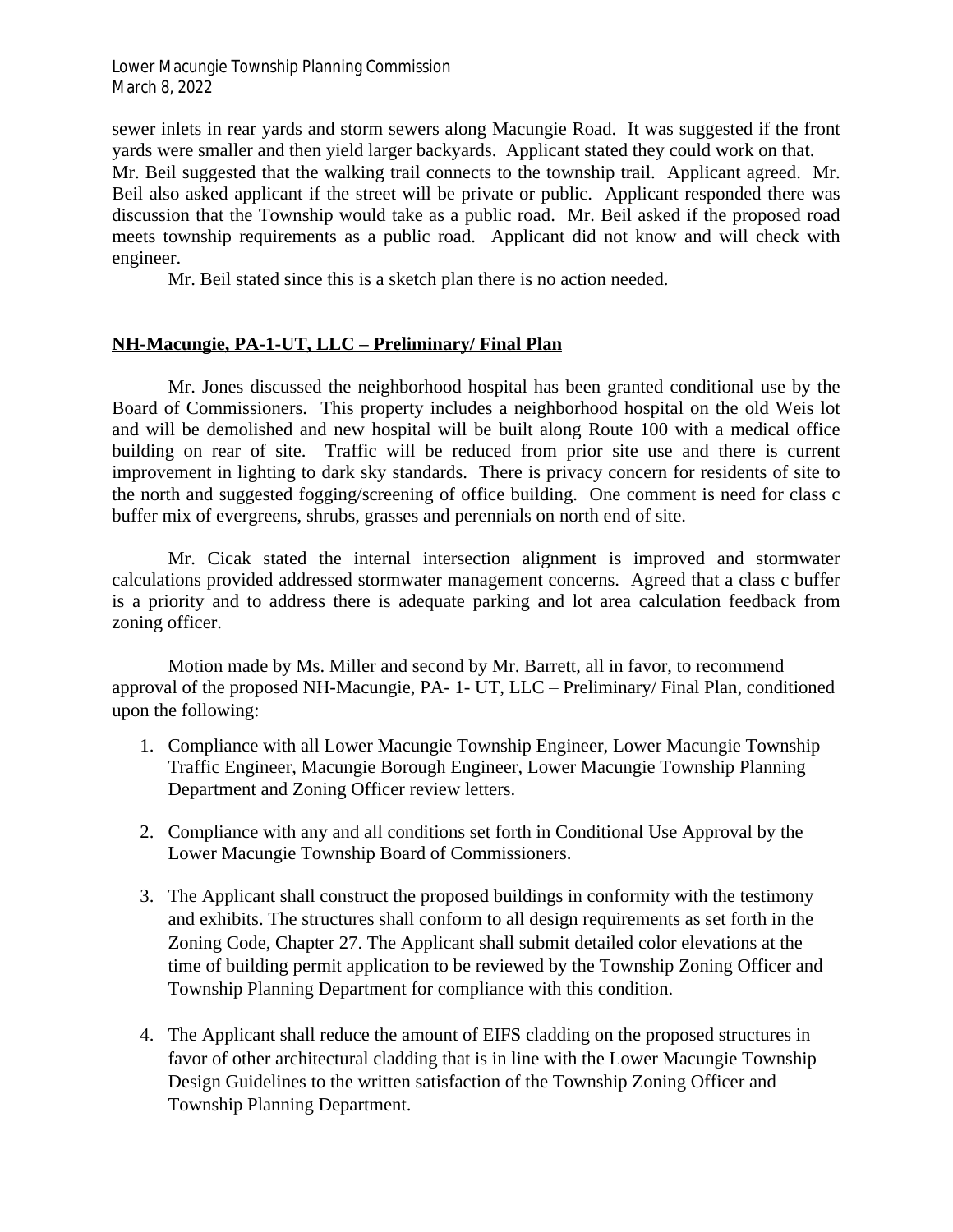sewer inlets in rear yards and storm sewers along Macungie Road. It was suggested if the front yards were smaller and then yield larger backyards. Applicant stated they could work on that. Mr. Beil suggested that the walking trail connects to the township trail. Applicant agreed. Mr. Beil also asked applicant if the street will be private or public. Applicant responded there was discussion that the Township would take as a public road. Mr. Beil asked if the proposed road meets township requirements as a public road. Applicant did not know and will check with engineer.

Mr. Beil stated since this is a sketch plan there is no action needed.

**NH-Macungie, PA-1-UT, LLC – Preliminary/ Final Plan**

Mr. Jones discussed the neighborhood hospital has been granted conditional use by the Board of Commissioners. This property includes a neighborhood hospital on the old Weis lot and will be demolished and new hospital will be built along Route 100 with a medical office building on rear of site. Traffic will be reduced from prior site use and there is current improvement in lighting to dark sky standards. There is privacy concern for residents of site to the north and suggested fogging/screening of office building. One comment is need for class c buffer mix of evergreens, shrubs, grasses and perennials on north end of site.

Mr. Cicak stated the internal intersection alignment is improved and stormwater calculations provided addressed stormwater management concerns. Agreed that a class c buffer is a priority and to address there is adequate parking and lot area calculation feedback from zoning officer.

Motion made by Ms. Miller and second by Mr. Barrett, all in favor, to recommend approval of the proposed NH-Macungie, PA- 1- UT, LLC – Preliminary/ Final Plan, conditioned upon the following:

1. Compliance with all Lower Macungie Township Engineer, Lower Macungie Township Traffic Engineer, Macungie Borough Engineer, Lower Macungie Township Planning Department and Zoning Officer review letters.

2. Compliance with any and all conditions set forth in Conditional Use Approval by the Lower Macungie Township Board of Commissioners.

3. The Applicant shall construct the proposed buildings in conformity with the testimony and exhibits. The structures shall conform to all design requirements as set forth in the Zoning Code, Chapter 27. The Applicant shall submit detailed color elevations at the time of building permit application to be reviewed by the Township Zoning Officer and Township Planning Department for compliance with this condition.

4. The Applicant shall reduce the amount of EIFS cladding on the proposed structures in favor of other architectural cladding that is in line with the Lower Macungie Township Design Guidelines to the written satisfaction of the Township Zoning Officer and Township Planning Department.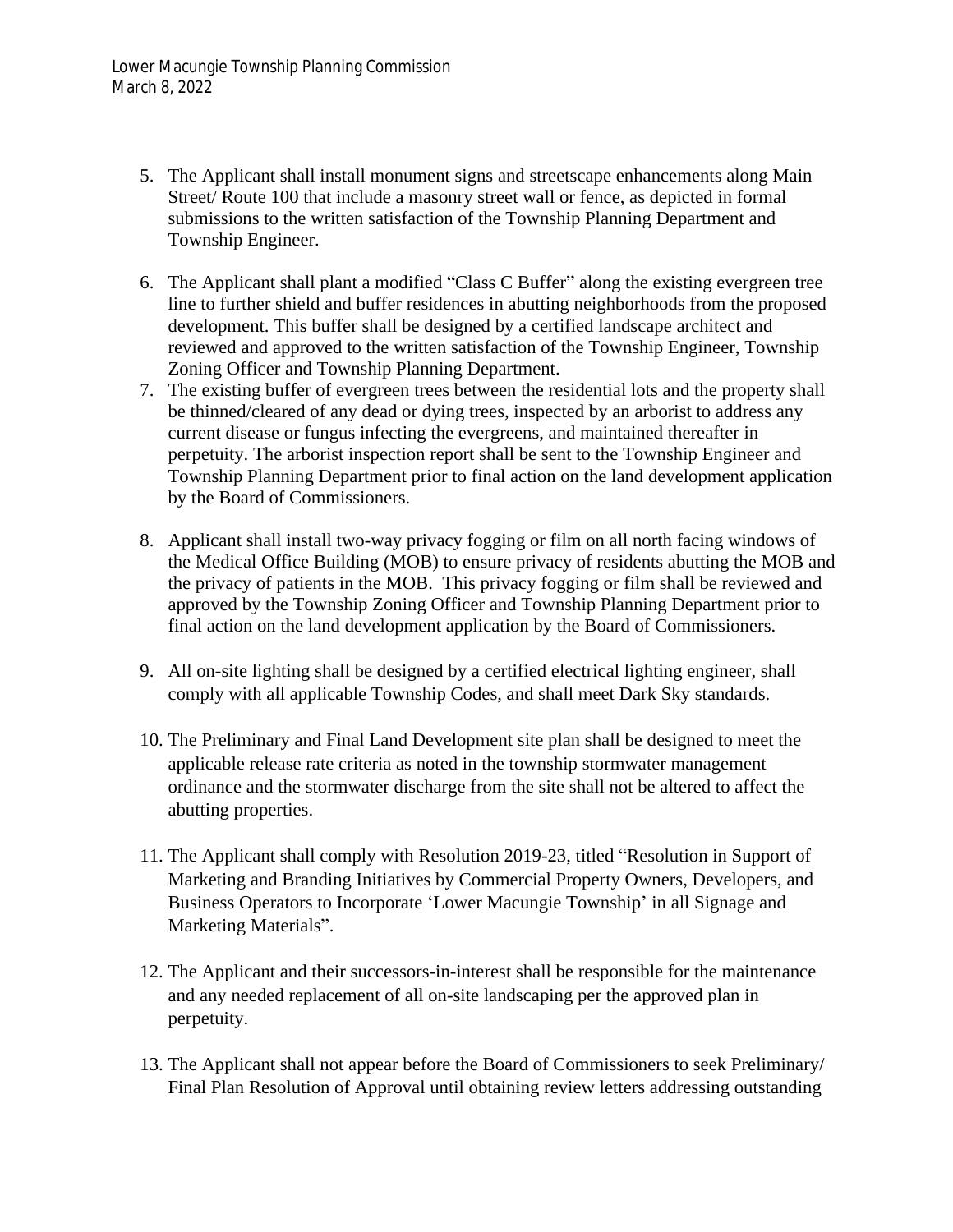5. The Applicant shall install monument signs and streetscape enhancements along Main Street/ Route 100 that include a masonry street wall or fence, as depicted in formal submissions to the written satisfaction of the Township Planning Department and Township Engineer.

6. The Applicant shall plant a modified "Class C Buffer" along the existing evergreen tree line to further shield and buffer residences in abutting neighborhoods from the proposed development. This buffer shall be designed by a certified landscape architect and reviewed and approved to the written satisfaction of the Township Engineer, Township Zoning Officer and Township Planning Department.

7. The existing buffer of evergreen trees between the residential lots and the property shall be thinned/cleared of any dead or dying trees, inspected by an arborist to address any current disease or fungus infecting the evergreens, and maintained thereafter in perpetuity. The arborist inspection report shall be sent to the Township Engineer and Township Planning Department prior to final action on the land development application by the Board of Commissioners.

8. Applicant shall install two-way privacy fogging or film on all north facing windows of the Medical Office Building (MOB) to ensure privacy of residents abutting the MOB and the privacy of patients in the MOB. This privacy fogging or film shall be reviewed and approved by the Township Zoning Officer and Township Planning Department prior to final action on the land development application by the Board of Commissioners.

9. All on-site lighting shall be designed by a certified electrical lighting engineer, shall comply with all applicable Township Codes, and shall meet Dark Sky standards.

10. The Preliminary and Final Land Development site plan shall be designed to meet the applicable release rate criteria as noted in the township stormwater management ordinance and the stormwater discharge from the site shall not be altered to affect the abutting properties.

11. The Applicant shall comply with Resolution 2019-23, titled "Resolution in Support of Marketing and Branding Initiatives by Commercial Property Owners, Developers, and Business Operators to Incorporate 'Lower Macungie Township' in all Signage and Marketing Materials".

12. The Applicant and their successors-in-interest shall be responsible for the maintenance and any needed replacement of all on-site landscaping per the approved plan in perpetuity.

13. The Applicant shall not appear before the Board of Commissioners to seek Preliminary/ Final Plan Resolution of Approval until obtaining review letters addressing outstanding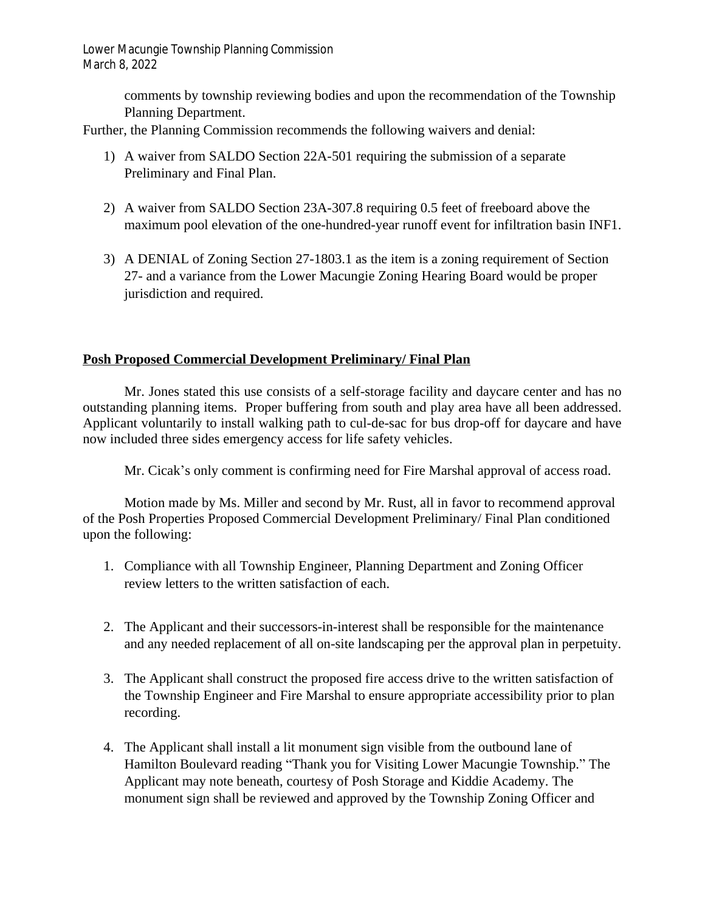comments by township reviewing bodies and upon the recommendation of the Township Planning Department.

Further, the Planning Commission recommends the following waivers and denial:

1) A waiver from SALDO Section 22A-501 requiring the submission of a separate Preliminary and Final Plan.

2) A waiver from SALDO Section 23A-307.8 requiring 0.5 feet of freeboard above the maximum pool elevation of the one-hundred-year runoff event for infiltration basin INF1.

3) A DENIAL of Zoning Section 27-1803.1 as the item is a zoning requirement of Section 27- and a variance from the Lower Macungie Zoning Hearing Board would be proper jurisdiction and required.

**Posh Proposed Commercial Development Preliminary/ Final Plan**

Mr. Jones stated this use consists of a self-storage facility and daycare center and has no outstanding planning items. Proper buffering from south and play area have all been addressed. Applicant voluntarily to install walking path to cul-de-sac for bus drop-off for daycare and have now included three sides emergency access for life safety vehicles.

Mr. Cicak's only comment is confirming need for Fire Marshal approval of access road.

Motion made by Ms. Miller and second by Mr. Rust, all in favor to recommend approval of the Posh Properties Proposed Commercial Development Preliminary/ Final Plan conditioned upon the following:

1. Compliance with all Township Engineer, Planning Department and Zoning Officer review letters to the written satisfaction of each.

2. The Applicant and their successors-in-interest shall be responsible for the maintenance and any needed replacement of all on-site landscaping per the approval plan in perpetuity.

3. The Applicant shall construct the proposed fire access drive to the written satisfaction of the Township Engineer and Fire Marshal to ensure appropriate accessibility prior to plan recording.

4. The Applicant shall install a lit monument sign visible from the outbound lane of Hamilton Boulevard reading "Thank you for Visiting Lower Macungie Township." The Applicant may note beneath, courtesy of Posh Storage and Kiddie Academy. The monument sign shall be reviewed and approved by the Township Zoning Officer and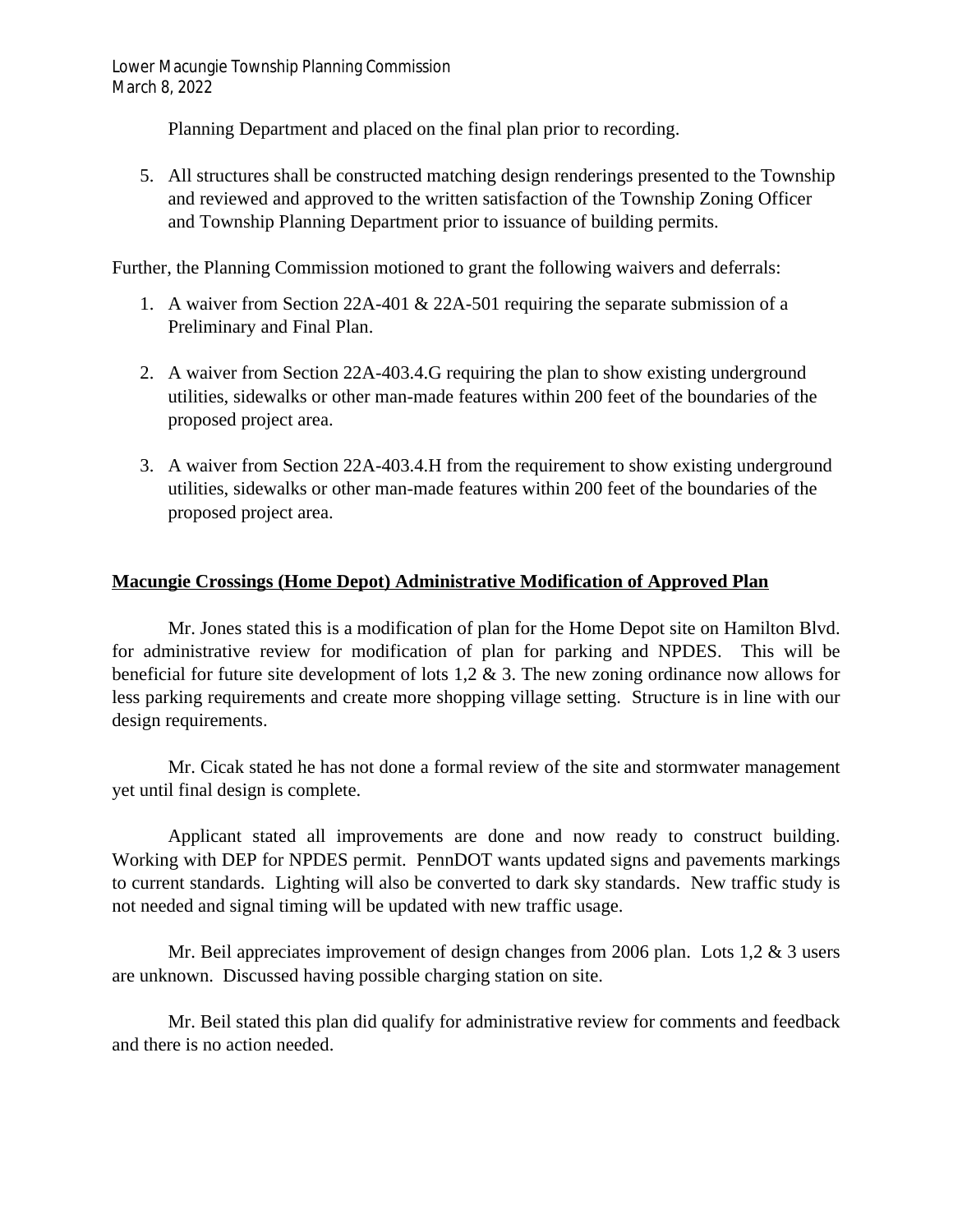Planning Department and placed on the final plan prior to recording.

5. All structures shall be constructed matching design renderings presented to the Township and reviewed and approved to the written satisfaction of the Township Zoning Officer and Township Planning Department prior to issuance of building permits.

Further, the Planning Commission motioned to grant the following waivers and deferrals:

1. A waiver from Section 22A-401 & 22A-501 requiring the separate submission of a Preliminary and Final Plan.

2. A waiver from Section 22A-403.4.G requiring the plan to show existing underground utilities, sidewalks or other man-made features within 200 feet of the boundaries of the proposed project area.

3. A waiver from Section 22A-403.4.H from the requirement to show existing underground utilities, sidewalks or other man-made features within 200 feet of the boundaries of the proposed project area.

**Macungie Crossings (Home Depot) Administrative Modification of Approved Plan**

Mr. Jones stated this is a modification of plan for the Home Depot site on Hamilton Blvd. for administrative review for modification of plan for parking and NPDES. This will be beneficial for future site development of lots 1,2 & 3. The new zoning ordinance now allows for less parking requirements and create more shopping village setting. Structure is in line with our design requirements.

Mr. Cicak stated he has not done a formal review of the site and stormwater management yet until final design is complete.

Applicant stated all improvements are done and now ready to construct building. Working with DEP for NPDES permit. PennDOT wants updated signs and pavements markings to current standards. Lighting will also be converted to dark sky standards. New traffic study is not needed and signal timing will be updated with new traffic usage.

Mr. Beil appreciates improvement of design changes from 2006 plan. Lots 1,2 & 3 users are unknown. Discussed having possible charging station on site.

Mr. Beil stated this plan did qualify for administrative review for comments and feedback and there is no action needed.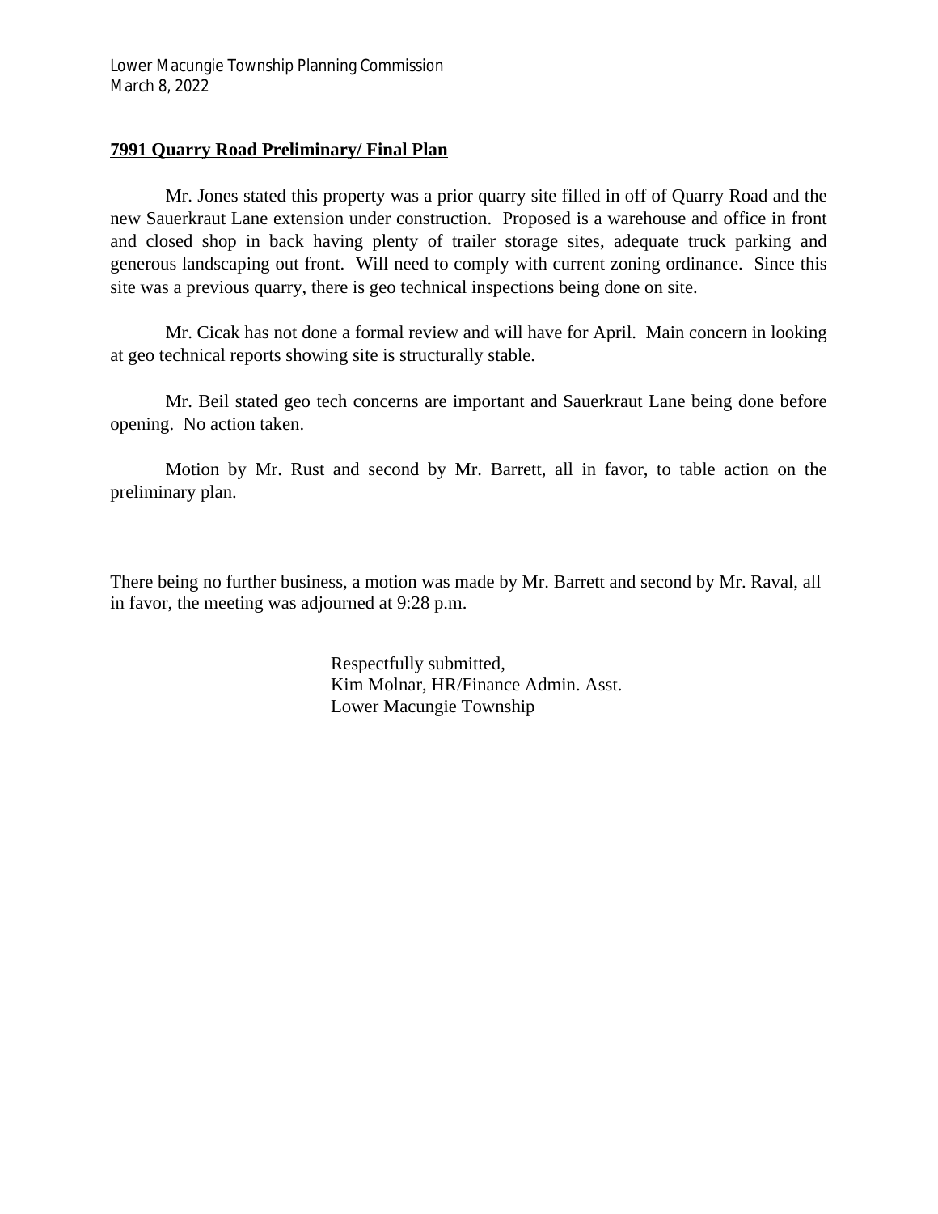**7991 Quarry Road Preliminary/ Final Plan**

Mr. Jones stated this property was a prior quarry site filled in off of Quarry Road and the new Sauerkraut Lane extension under construction. Proposed is a warehouse and office in front and closed shop in back having plenty of trailer storage sites, adequate truck parking and generous landscaping out front. Will need to comply with current zoning ordinance. Since this site was a previous quarry, there is geo technical inspections being done on site.

Mr. Cicak has not done a formal review and will have for April. Main concern in looking at geo technical reports showing site is structurally stable.

Mr. Beil stated geo tech concerns are important and Sauerkraut Lane being done before opening. No action taken.

Motion by Mr. Rust and second by Mr. Barrett, all in favor, to table action on the preliminary plan.

There being no further business, a motion was made by Mr. Barrett and second by Mr. Raval, all in favor, the meeting was adjourned at 9:28 p.m.

Respectfully submitted,
Kim Molnar, HR/Finance Admin. Asst.
Lower Macungie Township